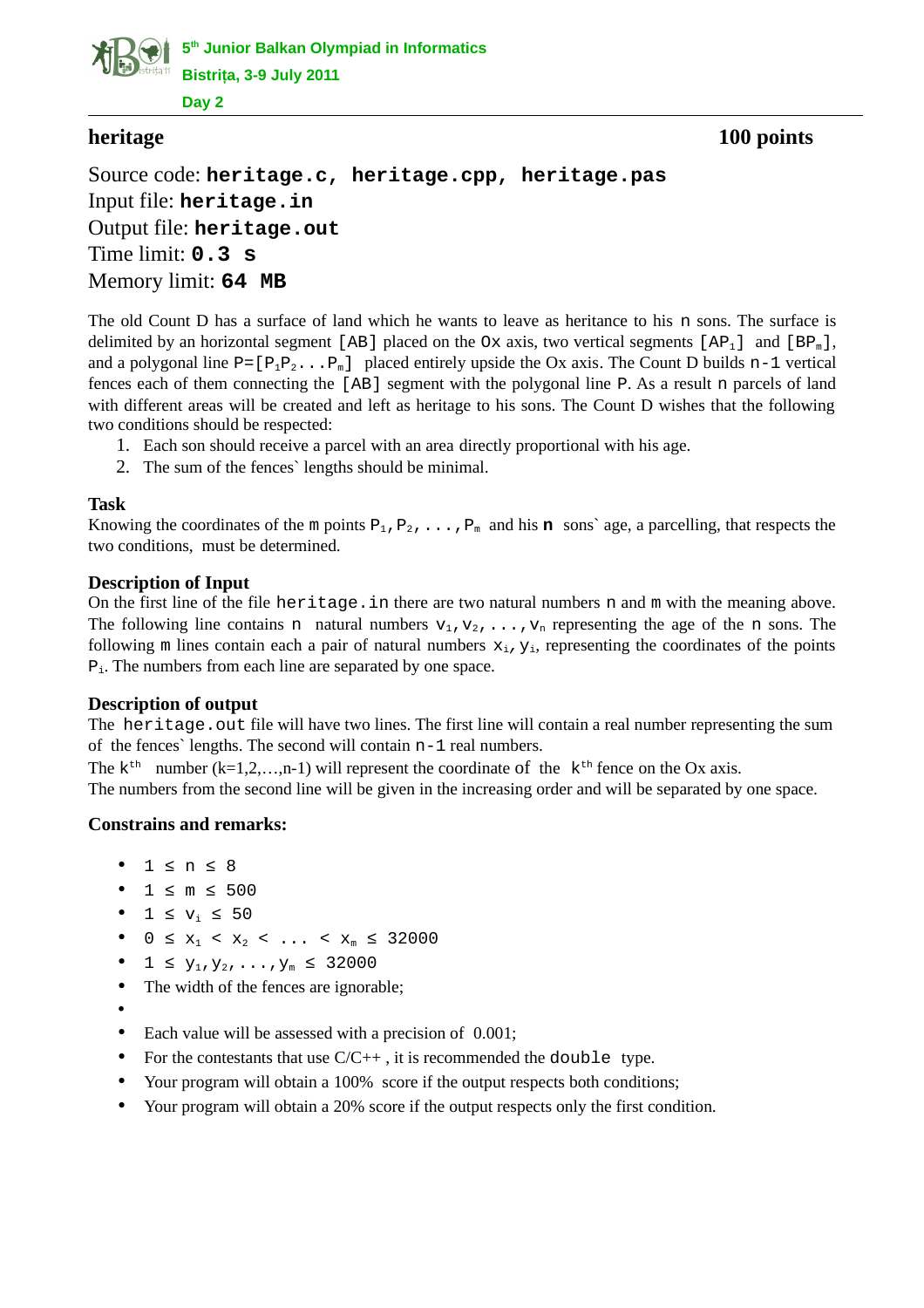5th Junior Balkan Olympiad in Informatics
Bistrița, 3-9 July 2011
Day 2

## heritage **100 points**

Source code: **heritage.c, heritage.cpp, heritage.pas**
Input file: **heritage.in**
Output file: **heritage.out**
Time limit: **0.3 s**
Memory limit: **64 MB**

The old Count D has a surface of land which he wants to leave as heritance to his n sons. The surface is delimited by an horizontal segment [AB] placed on the 0x axis, two vertical segments $[AP_1]$ and $[BP_m]$, and a polygonal line $P=[P_1P_2...P_m]$ placed entirely upside the Ox axis. The Count D builds n-1 vertical fences each of them connecting the [AB] segment with the polygonal line P. As a result n parcels of land with different areas will be created and left as heritage to his sons. The Count D wishes that the following two conditions should be respected:

1. Each son should receive a parcel with an area directly proportional with his age.
2. The sum of the fences` lengths should be minimal.

### Task

Knowing the coordinates of the m points $P_1, P_2, ..., P_m$ and his **n** sons` age, a parcelling, that respects the two conditions, must be determined.

### Description of Input

On the first line of the file heritage.in there are two natural numbers n and m with the meaning above. The following line contains n natural numbers $v_1, v_2, ..., v_n$ representing the age of the n sons. The following m lines contain each a pair of natural numbers $x_i, y_i$, representing the coordinates of the points $P_i$. The numbers from each line are separated by one space.

### Description of output

The heritage.out file will have two lines. The first line will contain a real number representing the sum of the fences` lengths. The second will contain n-1 real numbers.
The $k^{th}$ number (k=1,2,…,n-1) will represent the coordinate of the $k^{th}$ fence on the Ox axis.
The numbers from the second line will be given in the increasing order and will be separated by one space.

### Constrains and remarks:

- $1 \le n \le 8$
- $1 \le m \le 500$
- $1 \le v_i \le 50$
- $0 \le x_1 < x_2 < ... < x_m \le 32000$
- $1 \le y_1, y_2, ..., y_m \le 32000$
- The width of the fences are ignorable;
- 
- Each value will be assessed with a precision of 0.001;
- For the contestants that use C/C++ , it is recommended the double type.
- Your program will obtain a 100% score if the output respects both conditions;
- Your program will obtain a 20% score if the output respects only the first condition.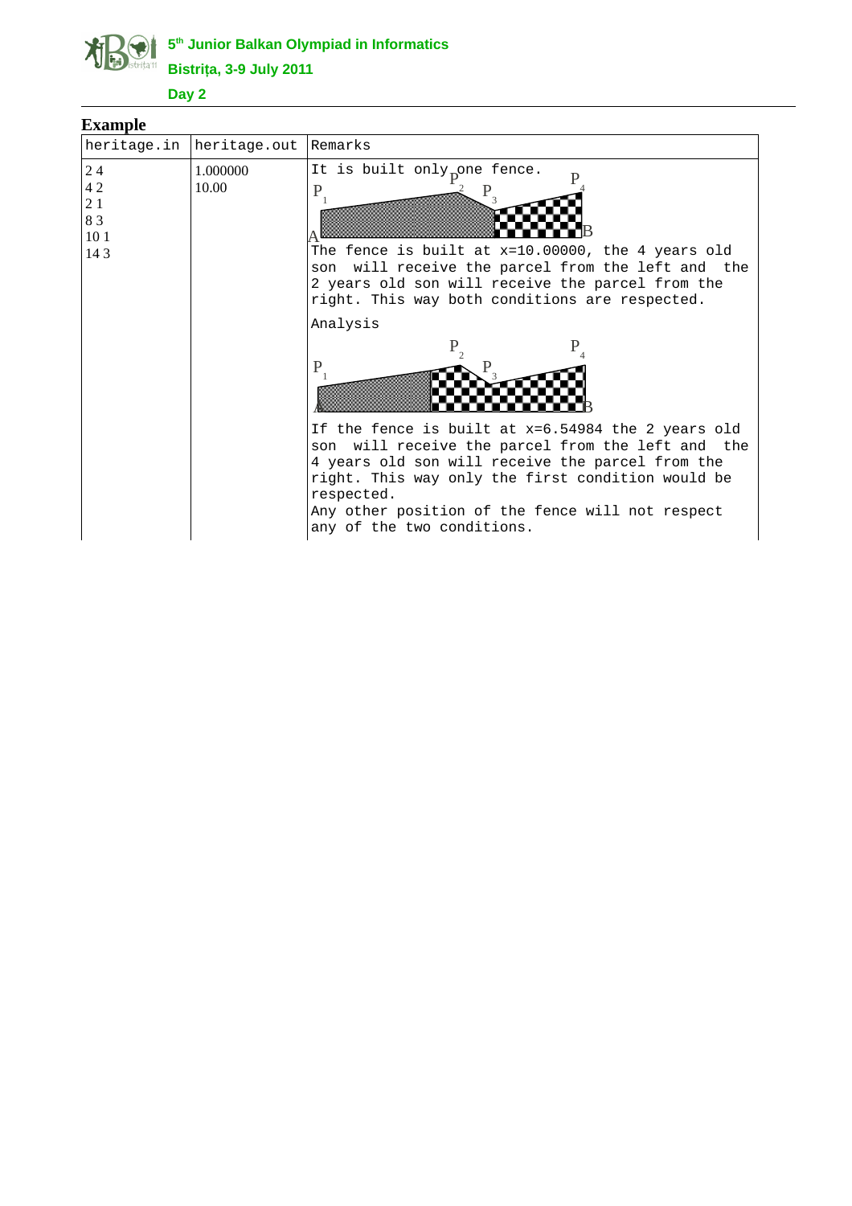## Example

| heritage.in | heritage.out | Remarks |
|---|---|---|
| 2 4<br>4 2<br>2 1<br>8 3<br>10 1<br>14 3 | 1.000000<br>10.00 | It is built only one fence.<br>P1 P2 P3 P4 A B<br>The fence is built at x=10.00000, the 4 years old son will receive the parcel from the left and the 2 years old son will receive the parcel from the right. This way both conditions are respected.<br>Analysis<br>P1 P2 P3 P4 A B<br>If the fence is built at x=6.54984 the 2 years old son will receive the parcel from the left and the 4 years old son will receive the parcel from the right. This way only the first condition would be respected.<br>Any other position of the fence will not respect any of the two conditions. |